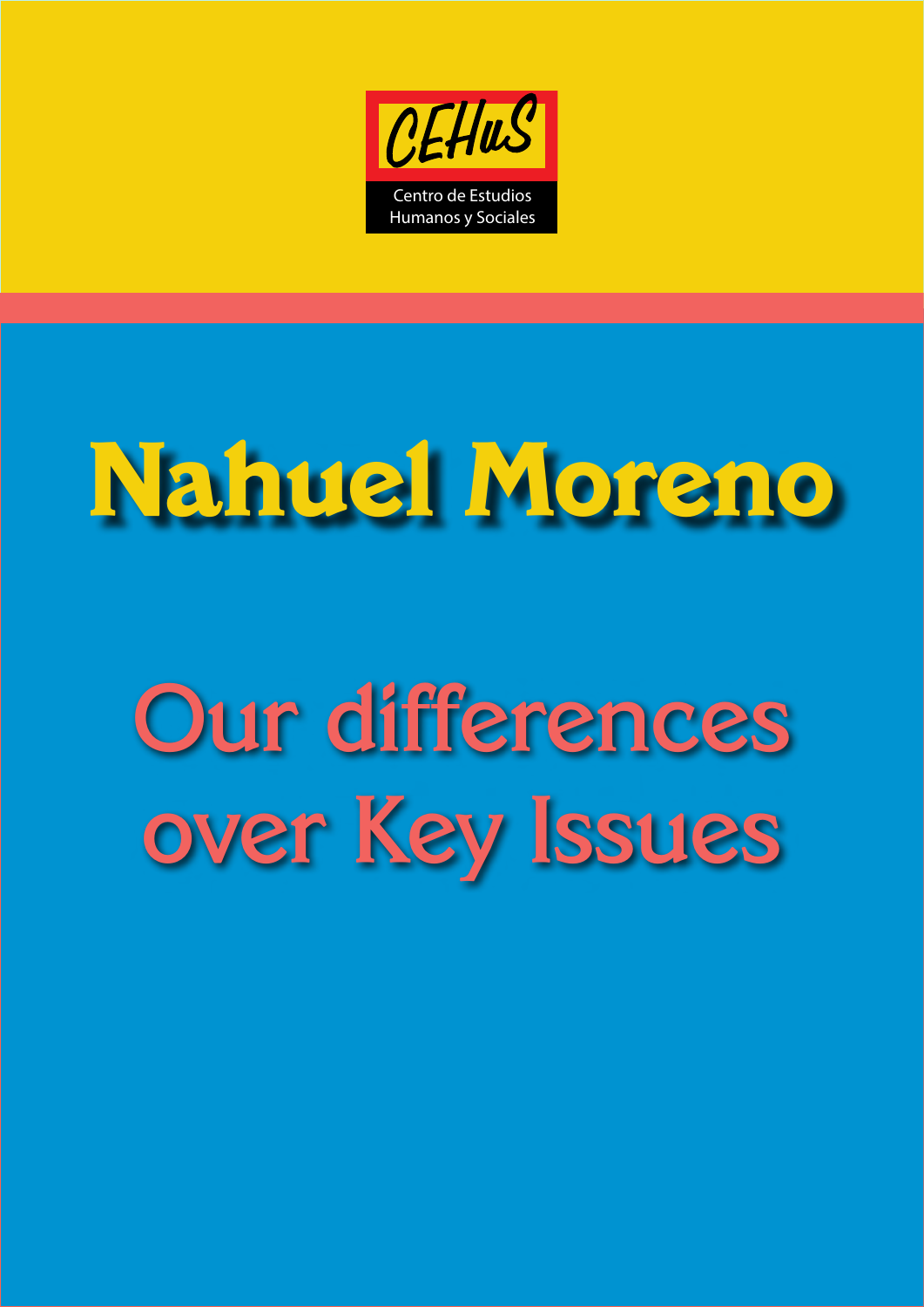CEHuS

Centro de Estudios Humanos y Sociales

# Nahuel Moreno

# Our differences over Key Issues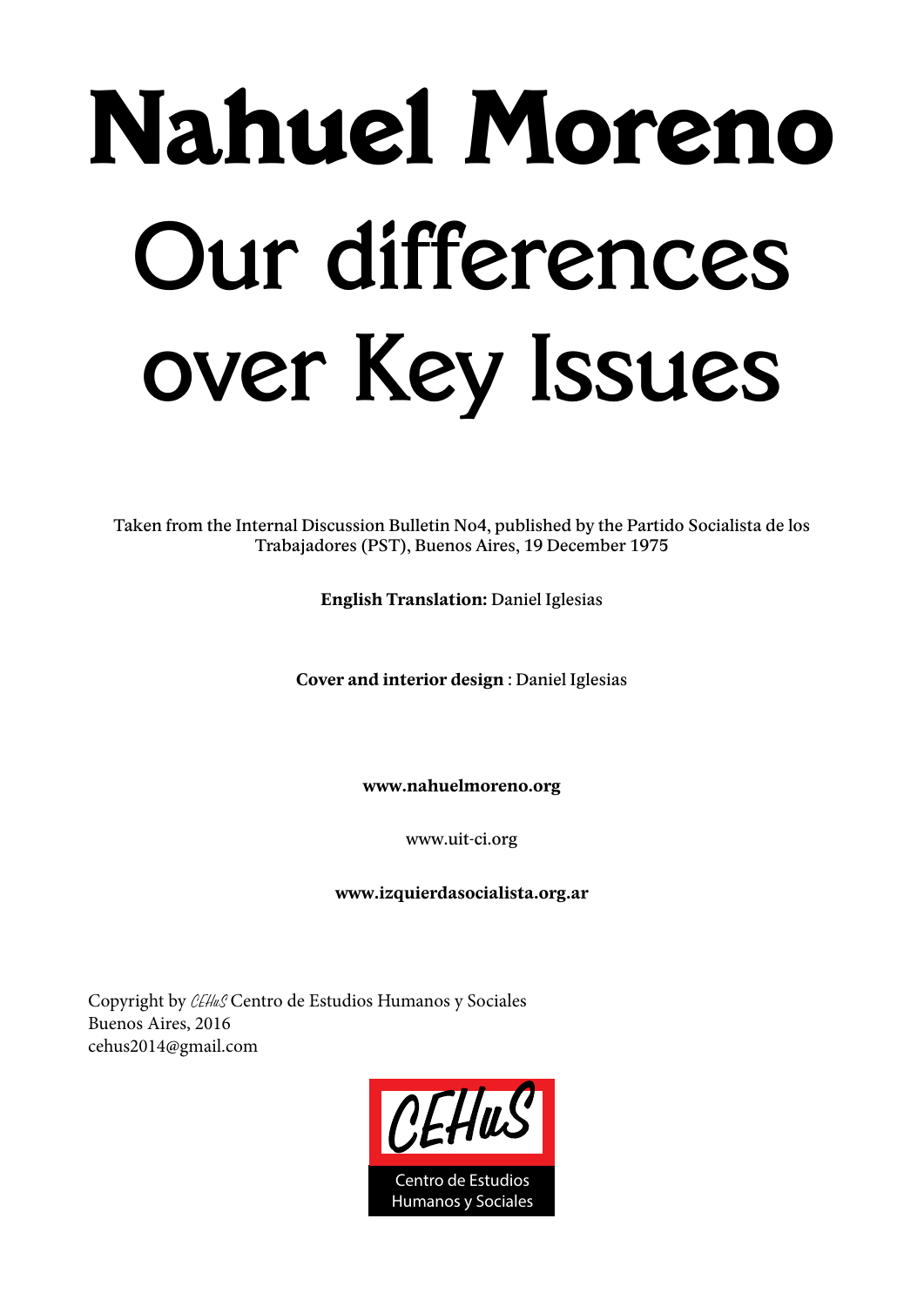# Nahuel Moreno

# Our differences over Key Issues

Taken from the Internal Discussion Bulletin No4, published by the Partido Socialista de los Trabajadores (PST), Buenos Aires, 19 December 1975

**English Translation:** Daniel Iglesias

**Cover and interior design** : Daniel Iglesias

**www.nahuelmoreno.org**

www.uit-ci.org

**www.izquierdasocialista.org.ar**

Copyright by CEHuS Centro de Estudios Humanos y Sociales
Buenos Aires, 2016
cehus2014@gmail.com

CEHuS
Centro de Estudios Humanos y Sociales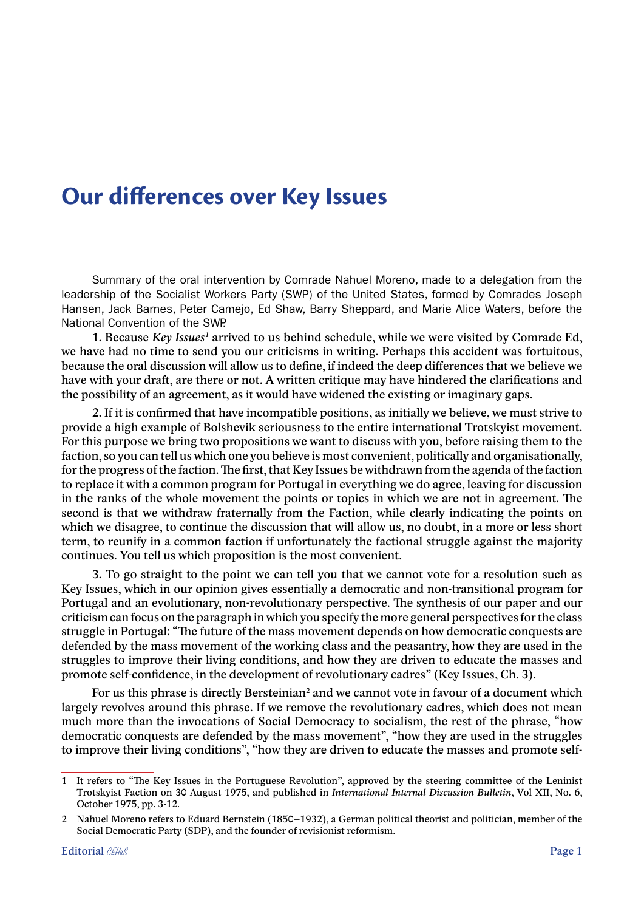# Our differences over Key Issues

Summary of the oral intervention by Comrade Nahuel Moreno, made to a delegation from the leadership of the Socialist Workers Party (SWP) of the United States, formed by Comrades Joseph Hansen, Jack Barnes, Peter Camejo, Ed Shaw, Barry Sheppard, and Marie Alice Waters, before the National Convention of the SWP.

1. Because *Key Issues*[1] arrived to us behind schedule, while we were visited by Comrade Ed, we have had no time to send you our criticisms in writing. Perhaps this accident was fortuitous, because the oral discussion will allow us to define, if indeed the deep differences that we believe we have with your draft, are there or not. A written critique may have hindered the clarifications and the possibility of an agreement, as it would have widened the existing or imaginary gaps.

2. If it is confirmed that have incompatible positions, as initially we believe, we must strive to provide a high example of Bolshevik seriousness to the entire international Trotskyist movement. For this purpose we bring two propositions we want to discuss with you, before raising them to the faction, so you can tell us which one you believe is most convenient, politically and organisationally, for the progress of the faction. The first, that Key Issues be withdrawn from the agenda of the faction to replace it with a common program for Portugal in everything we do agree, leaving for discussion in the ranks of the whole movement the points or topics in which we are not in agreement. The second is that we withdraw fraternally from the Faction, while clearly indicating the points on which we disagree, to continue the discussion that will allow us, no doubt, in a more or less short term, to reunify in a common faction if unfortunately the factional struggle against the majority continues. You tell us which proposition is the most convenient.

3. To go straight to the point we can tell you that we cannot vote for a resolution such as Key Issues, which in our opinion gives essentially a democratic and non-transitional program for Portugal and an evolutionary, non-revolutionary perspective. The synthesis of our paper and our criticism can focus on the paragraph in which you specify the more general perspectives for the class struggle in Portugal: "The future of the mass movement depends on how democratic conquests are defended by the mass movement of the working class and the peasantry, how they are used in the struggles to improve their living conditions, and how they are driven to educate the masses and promote self-confidence, in the development of revolutionary cadres" (Key Issues, Ch. 3).

For us this phrase is directly Bersteinian[2] and we cannot vote in favour of a document which largely revolves around this phrase. If we remove the revolutionary cadres, which does not mean much more than the invocations of Social Democracy to socialism, the rest of the phrase, "how democratic conquests are defended by the mass movement", "how they are used in the struggles to improve their living conditions", "how they are driven to educate the masses and promote self-

---

1 It refers to "The Key Issues in the Portuguese Revolution", approved by the steering committee of the Leninist Trotskyist Faction on 30 August 1975, and published in *International Internal Discussion Bulletin*, Vol XII, No. 6, October 1975, pp. 3-12.

2 Nahuel Moreno refers to Eduard Bernstein (1850–1932), a German political theorist and politician, member of the Social Democratic Party (SDP), and the founder of revisionist reformism.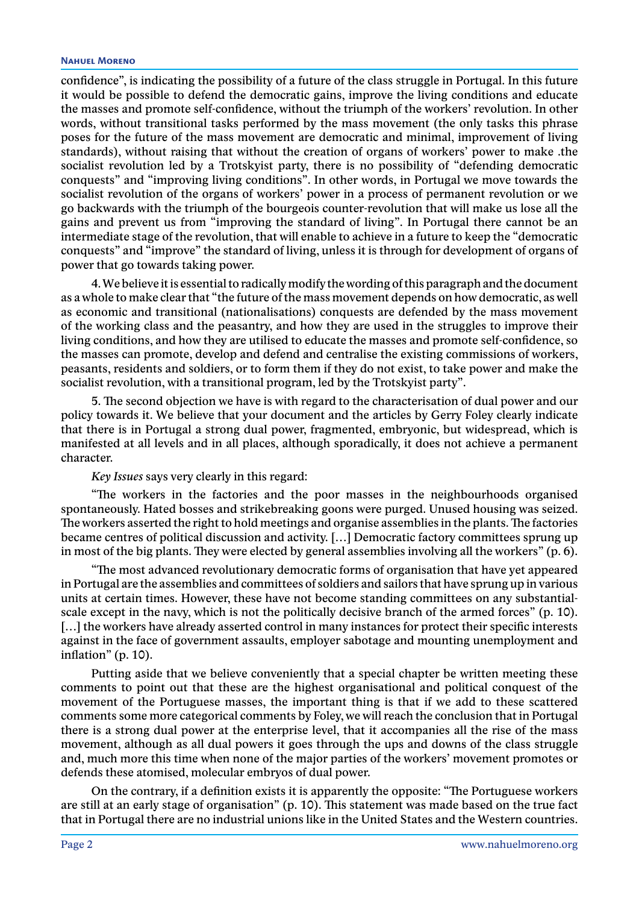confidence", is indicating the possibility of a future of the class struggle in Portugal. In this future it would be possible to defend the democratic gains, improve the living conditions and educate the masses and promote self-confidence, without the triumph of the workers' revolution. In other words, without transitional tasks performed by the mass movement (the only tasks this phrase poses for the future of the mass movement are democratic and minimal, improvement of living standards), without raising that without the creation of organs of workers' power to make .the socialist revolution led by a Trotskyist party, there is no possibility of "defending democratic conquests" and "improving living conditions". In other words, in Portugal we move towards the socialist revolution of the organs of workers' power in a process of permanent revolution or we go backwards with the triumph of the bourgeois counter-revolution that will make us lose all the gains and prevent us from "improving the standard of living". In Portugal there cannot be an intermediate stage of the revolution, that will enable to achieve in a future to keep the "democratic conquests" and "improve" the standard of living, unless it is through for development of organs of power that go towards taking power.

4. We believe it is essential to radically modify the wording of this paragraph and the document as a whole to make clear that "the future of the mass movement depends on how democratic, as well as economic and transitional (nationalisations) conquests are defended by the mass movement of the working class and the peasantry, and how they are used in the struggles to improve their living conditions, and how they are utilised to educate the masses and promote self-confidence, so the masses can promote, develop and defend and centralise the existing commissions of workers, peasants, residents and soldiers, or to form them if they do not exist, to take power and make the socialist revolution, with a transitional program, led by the Trotskyist party".

5. The second objection we have is with regard to the characterisation of dual power and our policy towards it. We believe that your document and the articles by Gerry Foley clearly indicate that there is in Portugal a strong dual power, fragmented, embryonic, but widespread, which is manifested at all levels and in all places, although sporadically, it does not achieve a permanent character.

*Key Issues* says very clearly in this regard:

"The workers in the factories and the poor masses in the neighbourhoods organised spontaneously. Hated bosses and strikebreaking goons were purged. Unused housing was seized. The workers asserted the right to hold meetings and organise assemblies in the plants. The factories became centres of political discussion and activity. [...] Democratic factory committees sprung up in most of the big plants. They were elected by general assemblies involving all the workers" (p. 6).

"The most advanced revolutionary democratic forms of organisation that have yet appeared in Portugal are the assemblies and committees of soldiers and sailors that have sprung up in various units at certain times. However, these have not become standing committees on any substantial-scale except in the navy, which is not the politically decisive branch of the armed forces" (p. 10). [...] the workers have already asserted control in many instances for protect their specific interests against in the face of government assaults, employer sabotage and mounting unemployment and inflation" (p. 10).

Putting aside that we believe conveniently that a special chapter be written meeting these comments to point out that these are the highest organisational and political conquest of the movement of the Portuguese masses, the important thing is that if we add to these scattered comments some more categorical comments by Foley, we will reach the conclusion that in Portugal there is a strong dual power at the enterprise level, that it accompanies all the rise of the mass movement, although as all dual powers it goes through the ups and downs of the class struggle and, much more this time when none of the major parties of the workers' movement promotes or defends these atomised, molecular embryos of dual power.

On the contrary, if a definition exists it is apparently the opposite: "The Portuguese workers are still at an early stage of organisation" (p. 10). This statement was made based on the true fact that in Portugal there are no industrial unions like in the United States and the Western countries.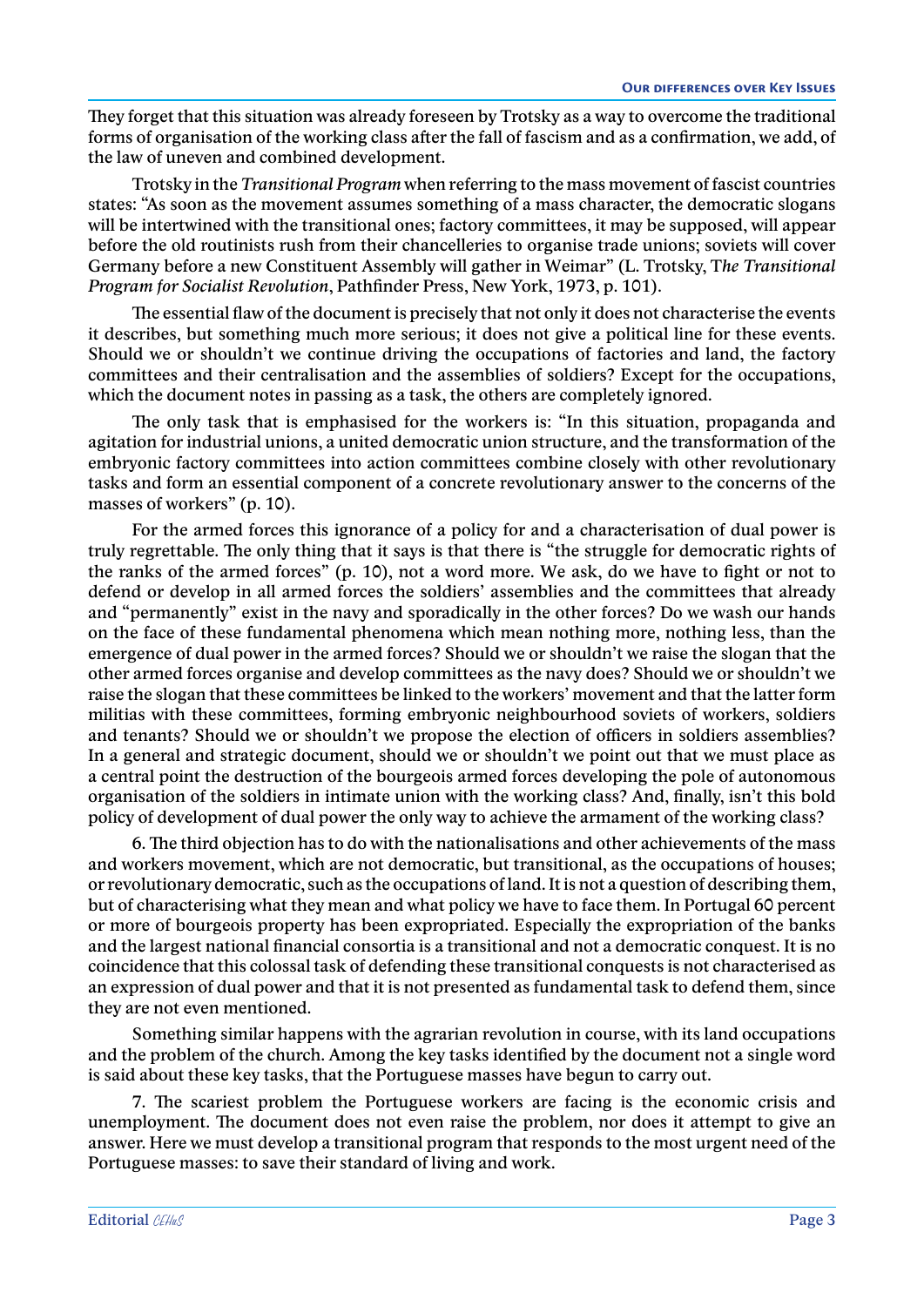They forget that this situation was already foreseen by Trotsky as a way to overcome the traditional forms of organisation of the working class after the fall of fascism and as a confirmation, we add, of the law of uneven and combined development.

Trotsky in the *Transitional Program* when referring to the mass movement of fascist countries states: "As soon as the movement assumes something of a mass character, the democratic slogans will be intertwined with the transitional ones; factory committees, it may be supposed, will appear before the old routinists rush from their chancelleries to organise trade unions; soviets will cover Germany before a new Constituent Assembly will gather in Weimar" (L. Trotsky, T*he Transitional Program for Socialist Revolution*, Pathfinder Press, New York, 1973, p. 101).

The essential flaw of the document is precisely that not only it does not characterise the events it describes, but something much more serious; it does not give a political line for these events. Should we or shouldn't we continue driving the occupations of factories and land, the factory committees and their centralisation and the assemblies of soldiers? Except for the occupations, which the document notes in passing as a task, the others are completely ignored.

The only task that is emphasised for the workers is: "In this situation, propaganda and agitation for industrial unions, a united democratic union structure, and the transformation of the embryonic factory committees into action committees combine closely with other revolutionary tasks and form an essential component of a concrete revolutionary answer to the concerns of the masses of workers" (p. 10).

For the armed forces this ignorance of a policy for and a characterisation of dual power is truly regrettable. The only thing that it says is that there is "the struggle for democratic rights of the ranks of the armed forces" (p. 10), not a word more. We ask, do we have to fight or not to defend or develop in all armed forces the soldiers' assemblies and the committees that already and "permanently" exist in the navy and sporadically in the other forces? Do we wash our hands on the face of these fundamental phenomena which mean nothing more, nothing less, than the emergence of dual power in the armed forces? Should we or shouldn't we raise the slogan that the other armed forces organise and develop committees as the navy does? Should we or shouldn't we raise the slogan that these committees be linked to the workers' movement and that the latter form militias with these committees, forming embryonic neighbourhood soviets of workers, soldiers and tenants? Should we or shouldn't we propose the election of officers in soldiers assemblies? In a general and strategic document, should we or shouldn't we point out that we must place as a central point the destruction of the bourgeois armed forces developing the pole of autonomous organisation of the soldiers in intimate union with the working class? And, finally, isn't this bold policy of development of dual power the only way to achieve the armament of the working class?

6. The third objection has to do with the nationalisations and other achievements of the mass and workers movement, which are not democratic, but transitional, as the occupations of houses; or revolutionary democratic, such as the occupations of land. It is not a question of describing them, but of characterising what they mean and what policy we have to face them. In Portugal 60 percent or more of bourgeois property has been expropriated. Especially the expropriation of the banks and the largest national financial consortia is a transitional and not a democratic conquest. It is no coincidence that this colossal task of defending these transitional conquests is not characterised as an expression of dual power and that it is not presented as fundamental task to defend them, since they are not even mentioned.

Something similar happens with the agrarian revolution in course, with its land occupations and the problem of the church. Among the key tasks identified by the document not a single word is said about these key tasks, that the Portuguese masses have begun to carry out.

7. The scariest problem the Portuguese workers are facing is the economic crisis and unemployment. The document does not even raise the problem, nor does it attempt to give an answer. Here we must develop a transitional program that responds to the most urgent need of the Portuguese masses: to save their standard of living and work.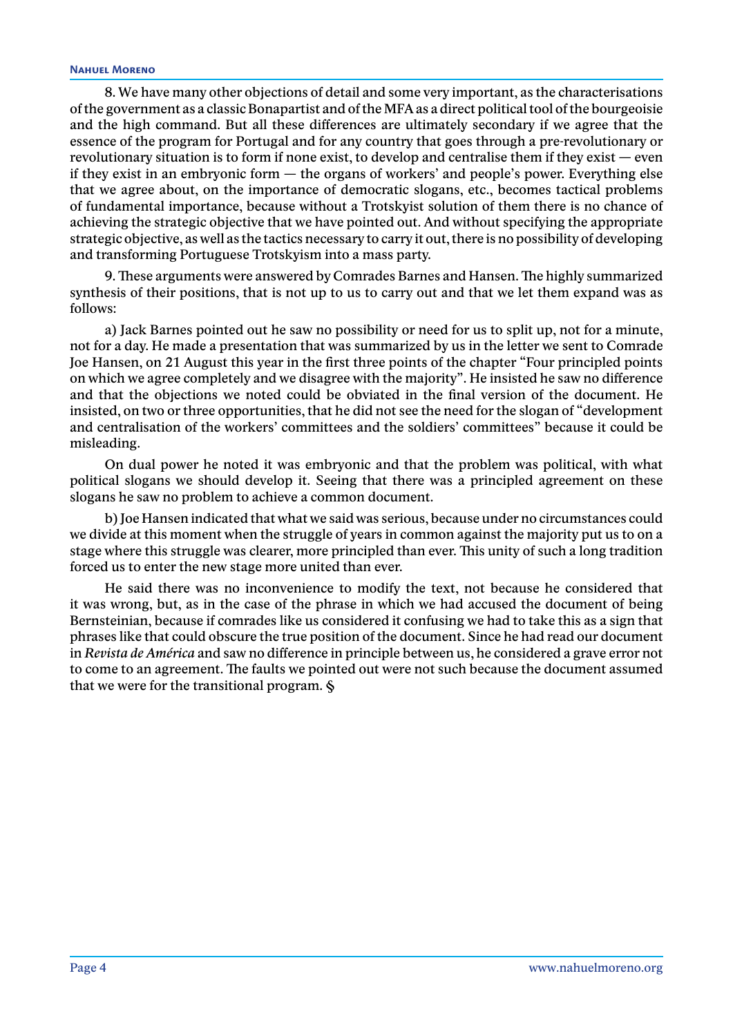8. We have many other objections of detail and some very important, as the characterisations of the government as a classic Bonapartist and of the MFA as a direct political tool of the bourgeoisie and the high command. But all these differences are ultimately secondary if we agree that the essence of the program for Portugal and for any country that goes through a pre-revolutionary or revolutionary situation is to form if none exist, to develop and centralise them if they exist — even if they exist in an embryonic form — the organs of workers' and people's power. Everything else that we agree about, on the importance of democratic slogans, etc., becomes tactical problems of fundamental importance, because without a Trotskyist solution of them there is no chance of achieving the strategic objective that we have pointed out. And without specifying the appropriate strategic objective, as well as the tactics necessary to carry it out, there is no possibility of developing and transforming Portuguese Trotskyism into a mass party.

9. These arguments were answered by Comrades Barnes and Hansen. The highly summarized synthesis of their positions, that is not up to us to carry out and that we let them expand was as follows:

a) Jack Barnes pointed out he saw no possibility or need for us to split up, not for a minute, not for a day. He made a presentation that was summarized by us in the letter we sent to Comrade Joe Hansen, on 21 August this year in the first three points of the chapter "Four principled points on which we agree completely and we disagree with the majority". He insisted he saw no difference and that the objections we noted could be obviated in the final version of the document. He insisted, on two or three opportunities, that he did not see the need for the slogan of "development and centralisation of the workers' committees and the soldiers' committees" because it could be misleading.

On dual power he noted it was embryonic and that the problem was political, with what political slogans we should develop it. Seeing that there was a principled agreement on these slogans he saw no problem to achieve a common document.

b) Joe Hansen indicated that what we said was serious, because under no circumstances could we divide at this moment when the struggle of years in common against the majority put us to on a stage where this struggle was clearer, more principled than ever. This unity of such a long tradition forced us to enter the new stage more united than ever.

He said there was no inconvenience to modify the text, not because he considered that it was wrong, but, as in the case of the phrase in which we had accused the document of being Bernsteinian, because if comrades like us considered it confusing we had to take this as a sign that phrases like that could obscure the true position of the document. Since he had read our document in *Revista de América* and saw no difference in principle between us, he considered a grave error not to come to an agreement. The faults we pointed out were not such because the document assumed that we were for the transitional program. §